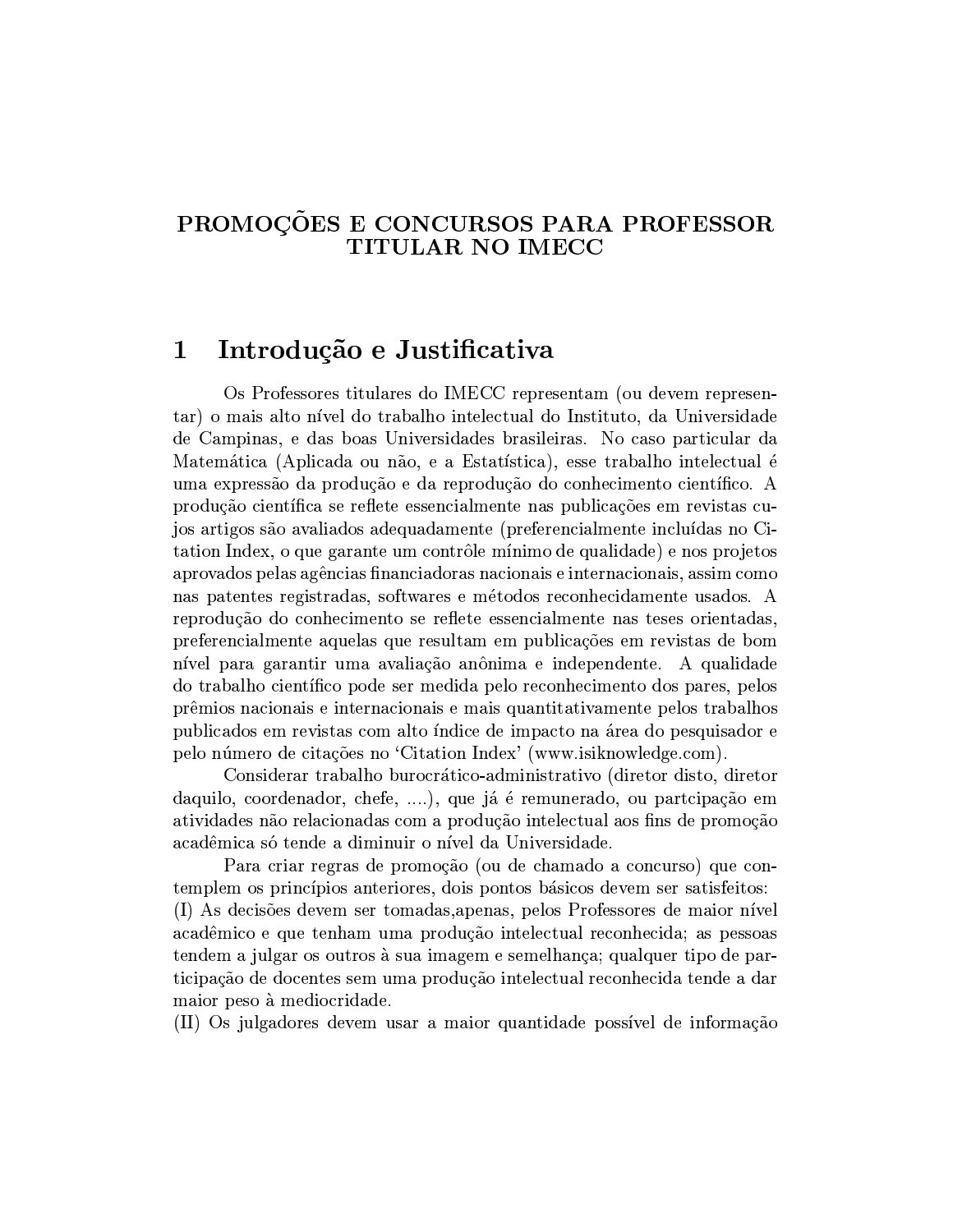# PROMOÇÕES E CONCURSOS PARA PROFESSOR TITULAR NO IMECC

## 1 Introdução e Justificativa

Os Professores titulares do IMECC representam (ou devem representar) o mais alto nível do trabalho intelectual do Instituto, da Universidade de Campinas, e das boas Universidades brasileiras. No caso particular da Matemática (Aplicada ou não, e a Estatística), esse trabalho intelectual é uma expressão da produção e da reprodução do conhecimento científico. A produção científica se reflete essencialmente nas publicações em revistas cujos artigos são avaliados adequadamente (preferencialmente incluídas no Citation Index, o que garante um contrôle mínimo de qualidade) e nos projetos aprovados pelas agências financiadoras nacionais e internacionais, assim como nas patentes registradas, softwares e métodos reconhecidamente usados. A reprodução do conhecimento se reflete essencialmente nas teses orientadas, preferencialmente aquelas que resultam em publicações em revistas de bom nível para garantir uma avaliação anônima e independente. A qualidade do trabalho científico pode ser medida pelo reconhecimento dos pares, pelos prêmios nacionais e internacionais e mais quantitativamente pelos trabalhos publicados em revistas com alto índice de impacto na área do pesquisador e pelo número de citações no 'Citation Index' (www.isiknowledge.com).

Considerar trabalho burocrático-administrativo (diretor disto, diretor daquilo, coordenador, chefe, ....), que já é remunerado, ou partcipação em atividades não relacionadas com a produção intelectual aos fins de promoção acadêmica só tende a diminuir o nível da Universidade.

Para criar regras de promoção (ou de chamado a concurso) que contemplem os princípios anteriores, dois pontos básicos devem ser satisfeitos:

(I) As decisões devem ser tomadas,apenas, pelos Professores de maior nível acadêmico e que tenham uma produção intelectual reconhecida; as pessoas tendem a julgar os outros à sua imagem e semelhança; qualquer tipo de participação de docentes sem uma produção intelectual reconhecida tende a dar maior peso à mediocridade.

(II) Os julgadores devem usar a maior quantidade possível de informação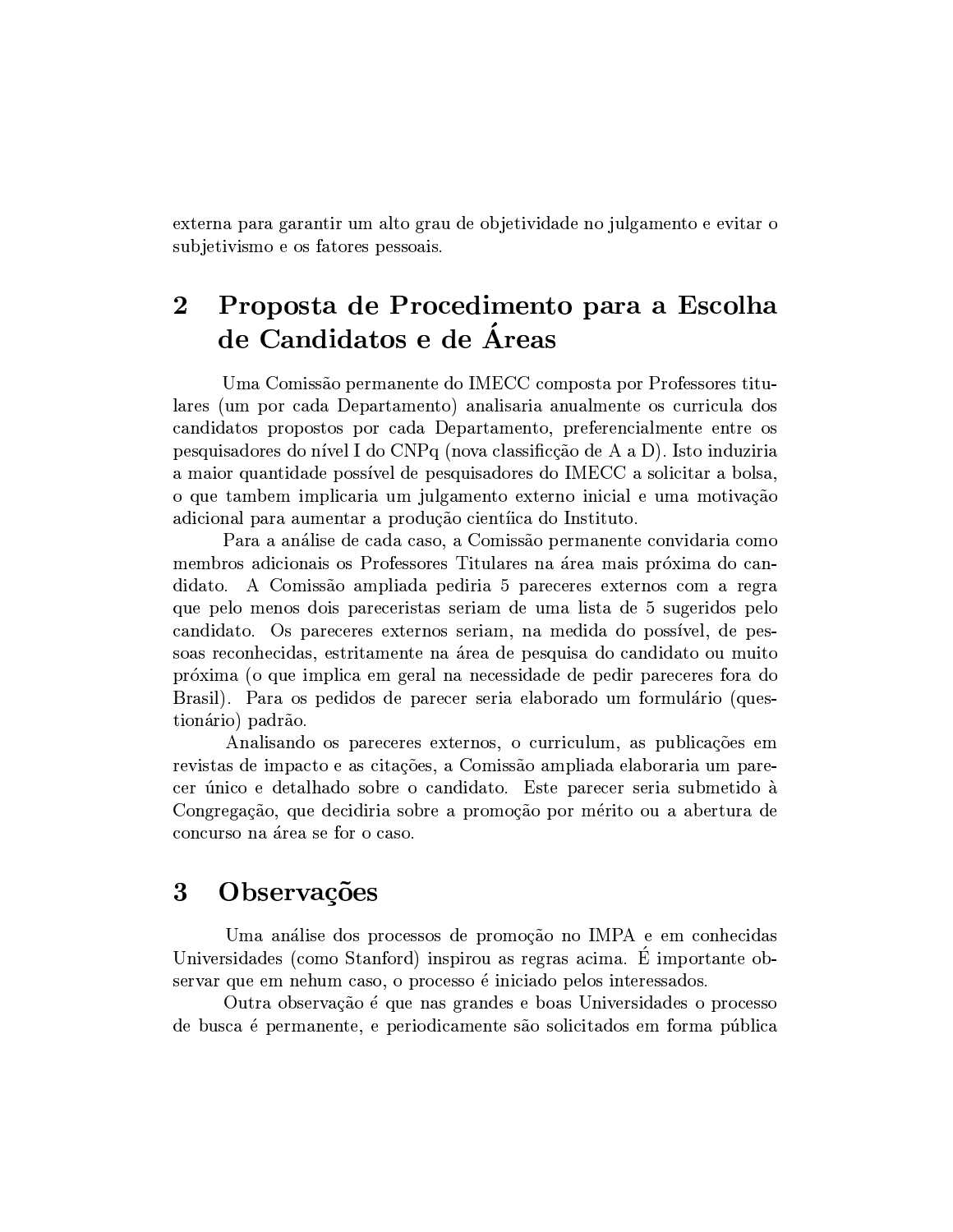externa para garantir um alto grau de objetividade no julgamento e evitar o subjetivismo e os fatores pessoais.

## 2 Proposta de Procedimento para a Escolha de Candidatos e de Áreas

Uma Comissão permanente do IMECC composta por Professores titulares (um por cada Departamento) analisaria anualmente os curricula dos candidatos propostos por cada Departamento, preferencialmente entre os pesquisadores do nível I do CNPq (nova classificção de A a D). Isto induziria a maior quantidade possível de pesquisadores do IMECC a solicitar a bolsa, o que tambem implicaria um julgamento externo inicial e uma motivação adicional para aumentar a produção científica do Instituto.

Para a análise de cada caso, a Comissão permanente convidaria como membros adicionais os Professores Titulares na área mais próxima do candidato. A Comissão ampliada pediria 5 pareceres externos com a regra que pelo menos dois pareceristas seriam de uma lista de 5 sugeridos pelo candidato. Os pareceres externos seriam, na medida do possível, de pessoas reconhecidas, estritamente na área de pesquisa do candidato ou muito próxima (o que implica em geral na necessidade de pedir pareceres fora do Brasil). Para os pedidos de parecer seria elaborado um formulário (questionário) padrão.

Analisando os pareceres externos, o curriculum, as publicações em revistas de impacto e as citações, a Comissão ampliada elaboraria um parecer único e detalhado sobre o candidato. Este parecer seria submetido à Congregação, que decidiria sobre a promoção por mérito ou a abertura de concurso na área se for o caso.

## 3 Observações

Uma análise dos processos de promoção no IMPA e em conhecidas Universidades (como Stanford) inspirou as regras acima. É importante observar que em nehum caso, o processo é iniciado pelos interessados.

Outra observação é que nas grandes e boas Universidades o processo de busca é permanente, e periodicamente são solicitados em forma pública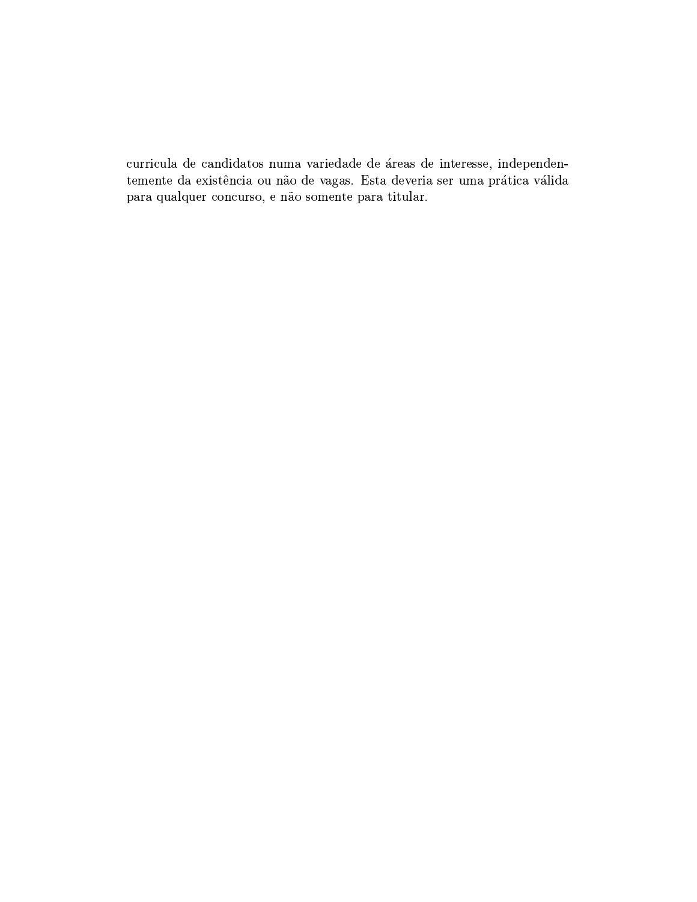curricula de candidatos numa variedade de áreas de interesse, independentemente da existência ou não de vagas. Esta deveria ser uma prática válida para qualquer concurso, e não somente para titular.